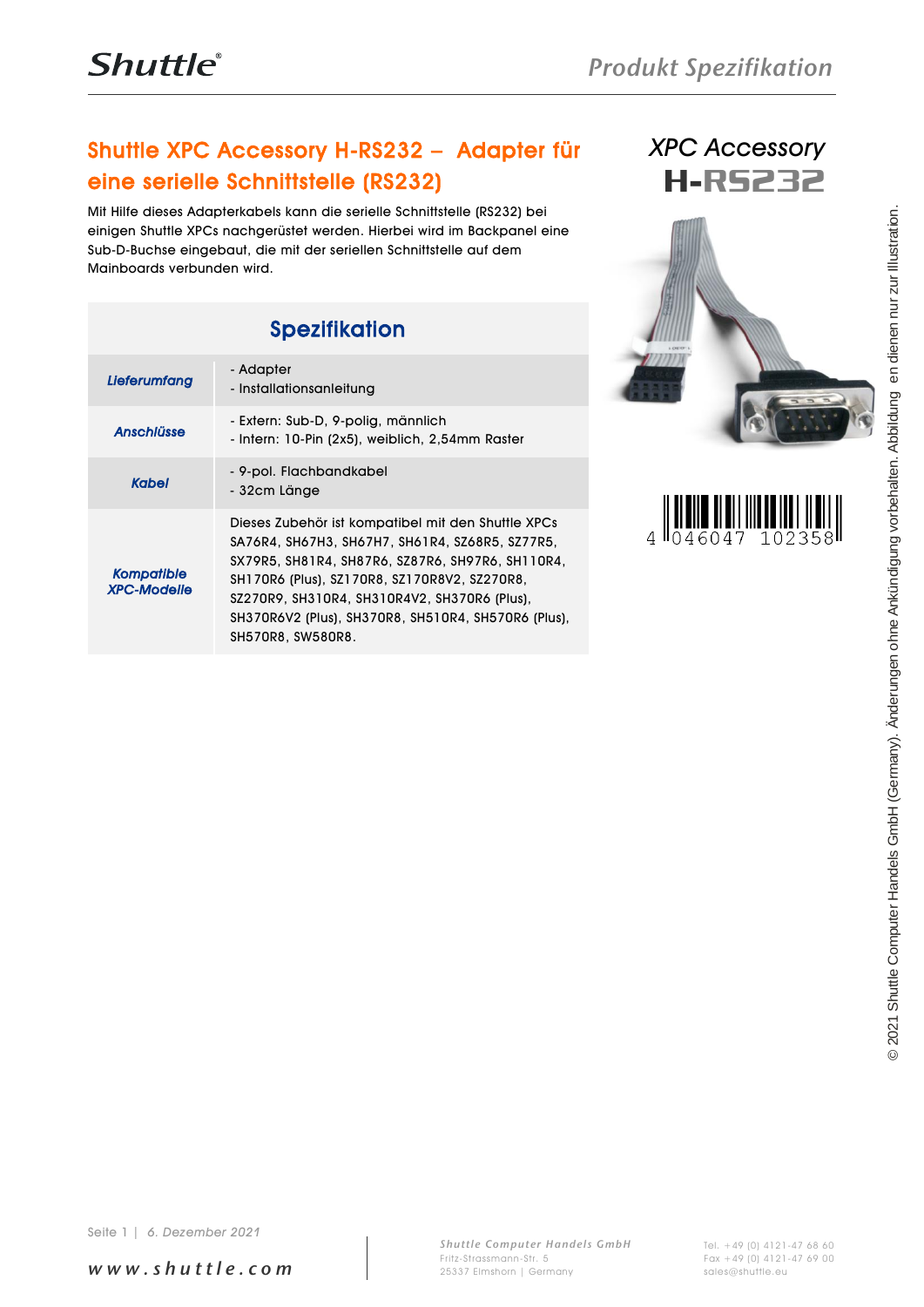# Shuttle XPC Accessory H-RS232 – Adapter für eine serielle Schnittstelle (RS232)

Mit Hilfe dieses Adapterkabels kann die serielle Schnittstelle (RS232) bei einigen Shuttle XPCs nachgerüstet werden. Hierbei wird im Backpanel eine Sub-D-Buchse eingebaut, die mit der seriellen Schnittstelle auf dem Mainboards verbunden wird.

## XPC Accessory H-RS232

4 046047 102358

## Spezifikation

| | |
|---|---|
| ***Lieferumfang*** | - Adapter<br>- Installationsanleitung |
| ***Anschlüsse*** | - Extern: Sub-D, 9-polig, männlich<br>- Intern: 10-Pin (2x5), weiblich, 2,54mm Raster |
| ***Kabel*** | - 9-pol. Flachbandkabel<br>- 32cm Länge |
| ***Kompatible XPC-Modelle*** | Dieses Zubehör ist kompatibel mit den Shuttle XPCs SA76R4, SH67H3, SH67H7, SH61R4, SZ68R5, SZ77R5, SX79R5, SH81R4, SH87R6, SZ87R6, SH97R6, SH110R4, SH170R6 (Plus), SZ170R8, SZ170R8V2, SZ270R8, SZ270R9, SH310R4, SH310R4V2, SH370R6 (Plus), SH370R6V2 (Plus), SH370R8, SH510R4, SH570R6 (Plus), SH570R8, SW580R8. |

© 2021 Shuttle Computer Handels GmbH (Germany). Änderungen ohne Ankündigung vorbehalten. Abbildung en dienen nur zur Illustration.

Seite 1 | 6. Dezember 2021

www.shuttle.com

Shuttle Computer Handels GmbH
Fritz-Strassmann-Str. 5
25337 Elmshorn | Germany

Tel. +49 (0) 4121-47 68 60
Fax +49 (0) 4121-47 69 00
sales@shuttle.eu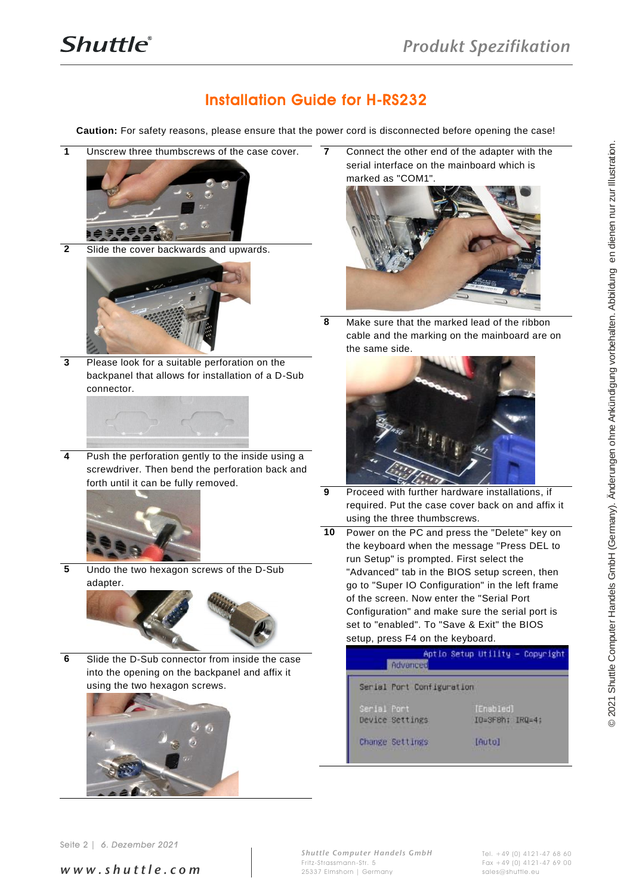# Installation Guide for H-RS232

**Caution:** For safety reasons, please ensure that the power cord is disconnected before opening the case!

1. Unscrew three thumbscrews of the case cover.
2. Slide the cover backwards and upwards.
3. Please look for a suitable perforation on the backpanel that allows for installation of a D-Sub connector.
4. Push the perforation gently to the inside using a screwdriver. Then bend the perforation back and forth until it can be fully removed.
5. Undo the two hexagon screws of the D-Sub adapter.
6. Slide the D-Sub connector from inside the case into the opening on the backpanel and affix it using the two hexagon screws.
7. Connect the other end of the adapter with the serial interface on the mainboard which is marked as "COM1".
8. Make sure that the marked lead of the ribbon cable and the marking on the mainboard are on the same side.
9. Proceed with further hardware installations, if required. Put the case cover back on and affix it using the three thumbscrews.
10. Power on the PC and press the "Delete" key on the keyboard when the message "Press DEL to run Setup" is prompted. First select the "Advanced" tab in the BIOS setup screen, then go to "Super IO Configuration" in the left frame of the screen. Now enter the "Serial Port Configuration" and make sure the serial port is set to "enabled". To "Save & Exit" the BIOS setup, press F4 on the keyboard.

© 2021 Shuttle Computer Handels GmbH (Germany). Änderungen ohne Ankündigung vorbehalten. Abbildung en dienen nur zur Illustration.

Shuttle Computer Handels GmbH
Fritz-Strassmann-Str. 5
25337 Elmshorn | Germany

Tel. +49 (0) 4121-47 68 60
Fax +49 (0) 4121-47 69 00
sales@shuttle.eu